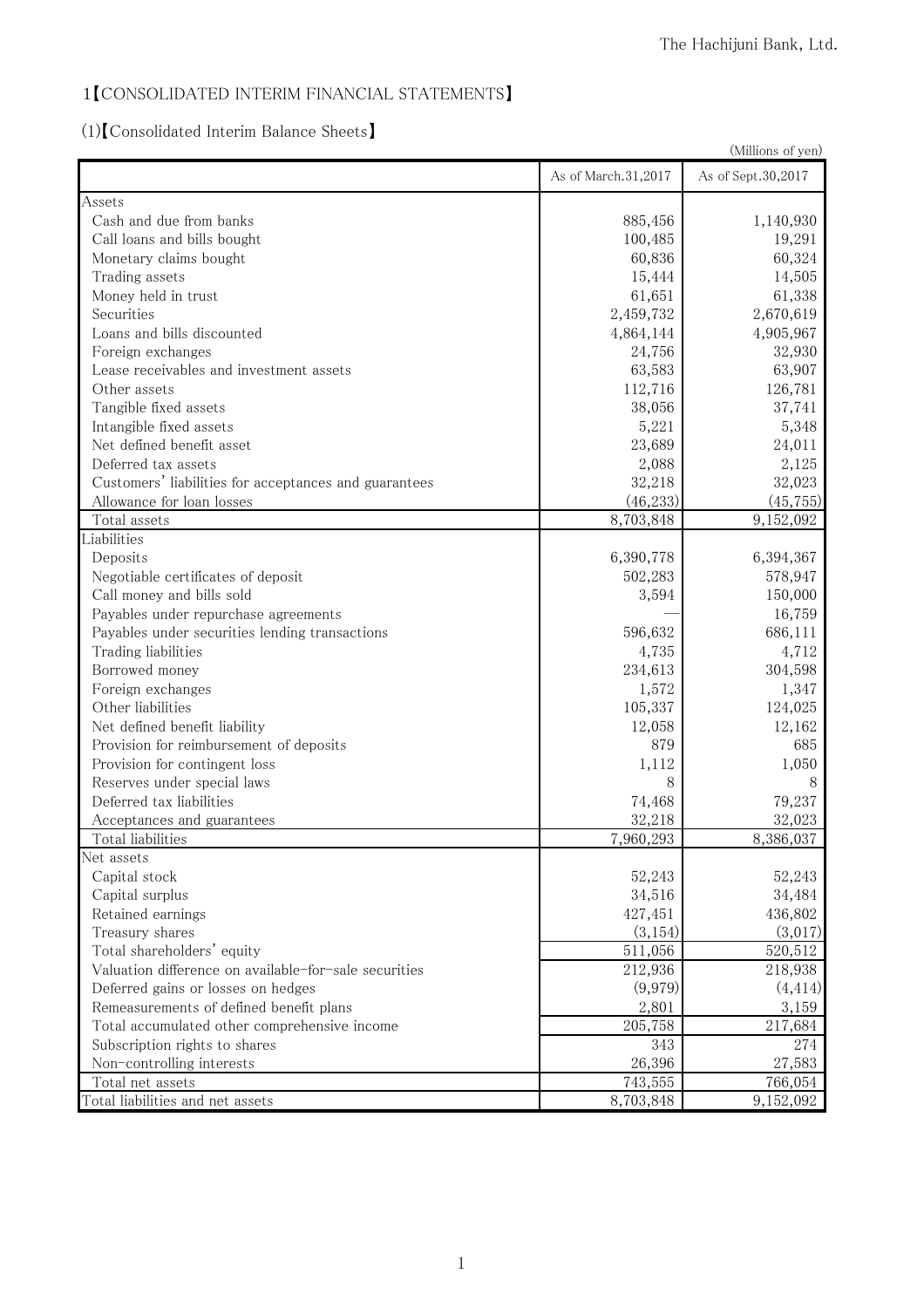# 1【CONSOLIDATED INTERIM FINANCIAL STATEMENTS】

## (1)【Consolidated Interim Balance Sheets】

(Millions of yen)

| | As of March.31,2017 | As of Sept.30,2017 |
|---|---|---|
| Assets | | |
| Cash and due from banks | 885,456 | 1,140,930 |
| Call loans and bills bought | 100,485 | 19,291 |
| Monetary claims bought | 60,836 | 60,324 |
| Trading assets | 15,444 | 14,505 |
| Money held in trust | 61,651 | 61,338 |
| Securities | 2,459,732 | 2,670,619 |
| Loans and bills discounted | 4,864,144 | 4,905,967 |
| Foreign exchanges | 24,756 | 32,930 |
| Lease receivables and investment assets | 63,583 | 63,907 |
| Other assets | 112,716 | 126,781 |
| Tangible fixed assets | 38,056 | 37,741 |
| Intangible fixed assets | 5,221 | 5,348 |
| Net defined benefit asset | 23,689 | 24,011 |
| Deferred tax assets | 2,088 | 2,125 |
| Customers' liabilities for acceptances and guarantees | 32,218 | 32,023 |
| Allowance for loan losses | (46,233) | (45,755) |
| Total assets | 8,703,848 | 9,152,092 |
| Liabilities | | |
| Deposits | 6,390,778 | 6,394,367 |
| Negotiable certificates of deposit | 502,283 | 578,947 |
| Call money and bills sold | 3,594 | 150,000 |
| Payables under repurchase agreements | — | 16,759 |
| Payables under securities lending transactions | 596,632 | 686,111 |
| Trading liabilities | 4,735 | 4,712 |
| Borrowed money | 234,613 | 304,598 |
| Foreign exchanges | 1,572 | 1,347 |
| Other liabilities | 105,337 | 124,025 |
| Net defined benefit liability | 12,058 | 12,162 |
| Provision for reimbursement of deposits | 879 | 685 |
| Provision for contingent loss | 1,112 | 1,050 |
| Reserves under special laws | 8 | 8 |
| Deferred tax liabilities | 74,468 | 79,237 |
| Acceptances and guarantees | 32,218 | 32,023 |
| Total liabilities | 7,960,293 | 8,386,037 |
| Net assets | | |
| Capital stock | 52,243 | 52,243 |
| Capital surplus | 34,516 | 34,484 |
| Retained earnings | 427,451 | 436,802 |
| Treasury shares | (3,154) | (3,017) |
| Total shareholders' equity | 511,056 | 520,512 |
| Valuation difference on available-for-sale securities | 212,936 | 218,938 |
| Deferred gains or losses on hedges | (9,979) | (4,414) |
| Remeasurements of defined benefit plans | 2,801 | 3,159 |
| Total accumulated other comprehensive income | 205,758 | 217,684 |
| Subscription rights to shares | 343 | 274 |
| Non-controlling interests | 26,396 | 27,583 |
| Total net assets | 743,555 | 766,054 |
| Total liabilities and net assets | 8,703,848 | 9,152,092 |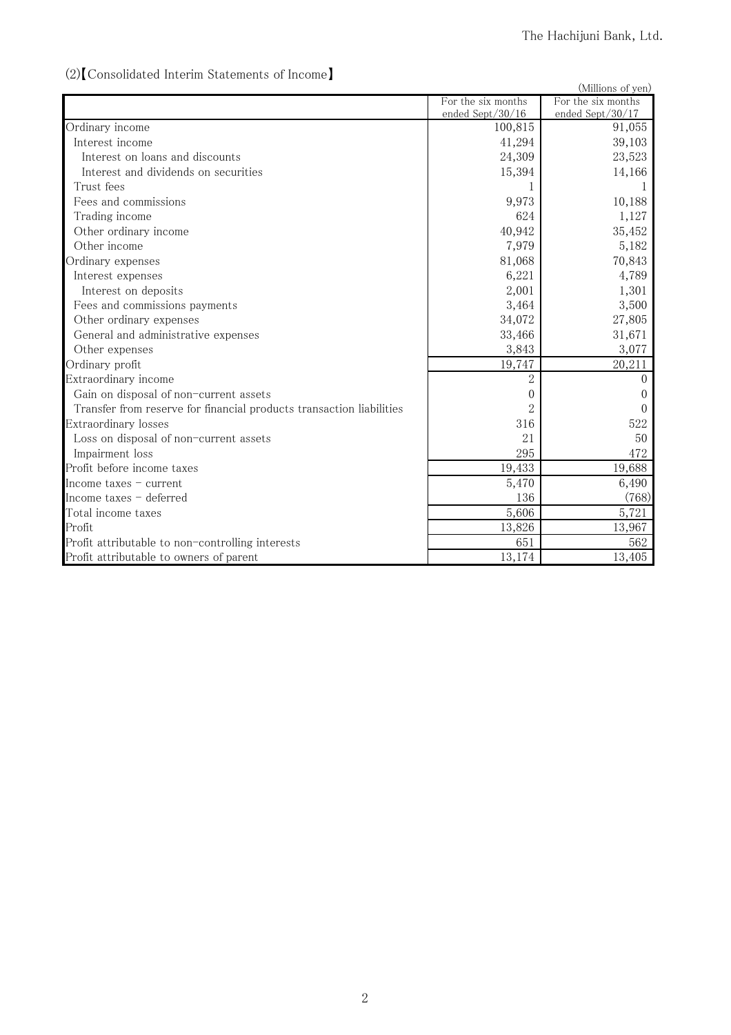## (2)【Consolidated Interim Statements of Income】

(Millions of yen)

| | For the six months ended Sept/30/16 | For the six months ended Sept/30/17 |
|---|---|---|
| Ordinary income | 100,815 | 91,055 |
| Interest income | 41,294 | 39,103 |
| Interest on loans and discounts | 24,309 | 23,523 |
| Interest and dividends on securities | 15,394 | 14,166 |
| Trust fees | 1 | 1 |
| Fees and commissions | 9,973 | 10,188 |
| Trading income | 624 | 1,127 |
| Other ordinary income | 40,942 | 35,452 |
| Other income | 7,979 | 5,182 |
| Ordinary expenses | 81,068 | 70,843 |
| Interest expenses | 6,221 | 4,789 |
| Interest on deposits | 2,001 | 1,301 |
| Fees and commissions payments | 3,464 | 3,500 |
| Other ordinary expenses | 34,072 | 27,805 |
| General and administrative expenses | 33,466 | 31,671 |
| Other expenses | 3,843 | 3,077 |
| Ordinary profit | 19,747 | 20,211 |
| Extraordinary income | 2 | 0 |
| Gain on disposal of non-current assets | 0 | 0 |
| Transfer from reserve for financial products transaction liabilities | 2 | 0 |
| Extraordinary losses | 316 | 522 |
| Loss on disposal of non-current assets | 21 | 50 |
| Impairment loss | 295 | 472 |
| Profit before income taxes | 19,433 | 19,688 |
| Income taxes – current | 5,470 | 6,490 |
| Income taxes – deferred | 136 | (768) |
| Total income taxes | 5,606 | 5,721 |
| Profit | 13,826 | 13,967 |
| Profit attributable to non-controlling interests | 651 | 562 |
| Profit attributable to owners of parent | 13,174 | 13,405 |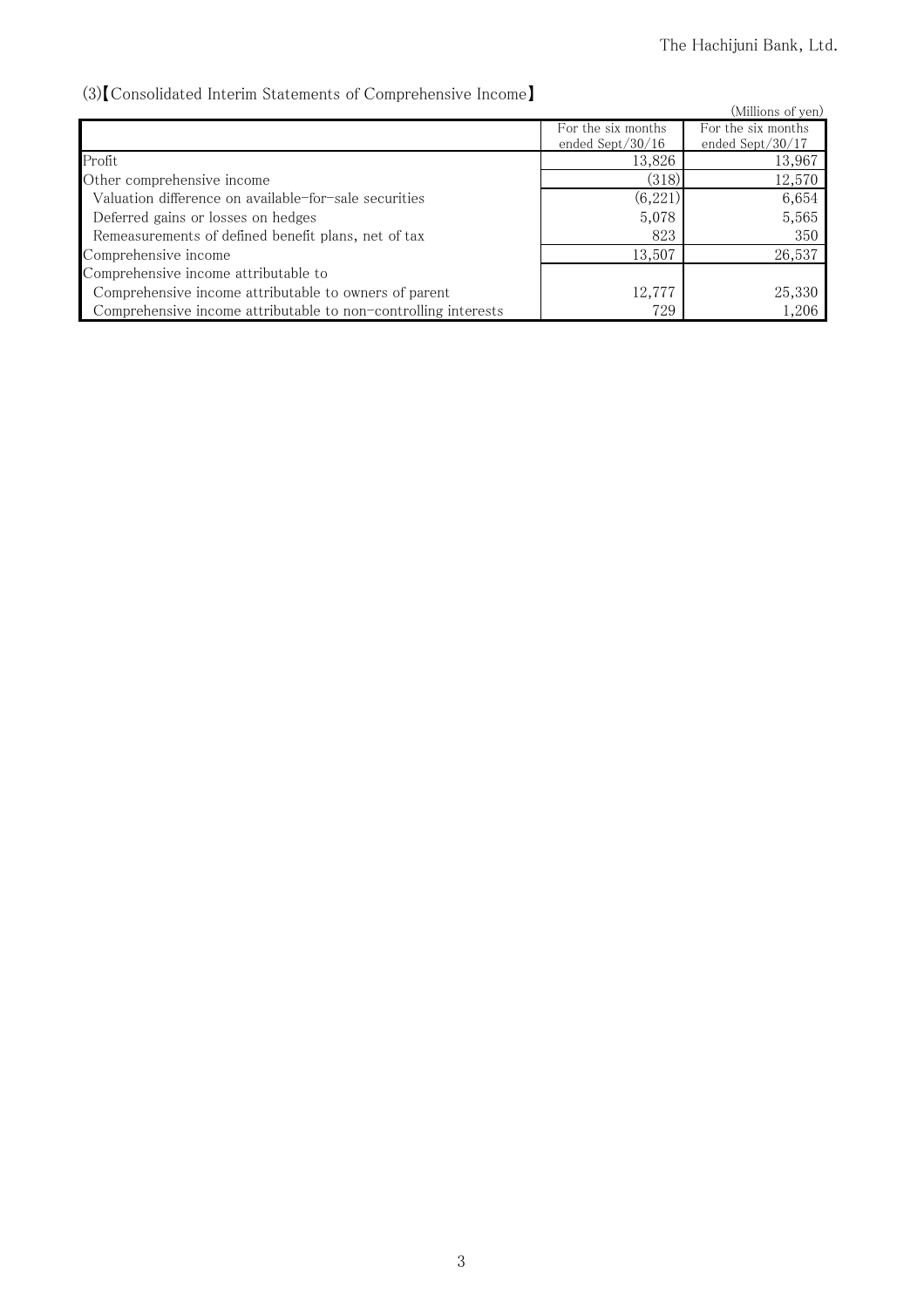## (3)【Consolidated Interim Statements of Comprehensive Income】

(Millions of yen)

| | For the six months ended Sept/30/16 | For the six months ended Sept/30/17 |
|---|---|---|
| Profit | 13,826 | 13,967 |
| Other comprehensive income | (318) | 12,570 |
| Valuation difference on available-for-sale securities | (6,221) | 6,654 |
| Deferred gains or losses on hedges | 5,078 | 5,565 |
| Remeasurements of defined benefit plans, net of tax | 823 | 350 |
| Comprehensive income | 13,507 | 26,537 |
| Comprehensive income attributable to | | |
| Comprehensive income attributable to owners of parent | 12,777 | 25,330 |
| Comprehensive income attributable to non-controlling interests | 729 | 1,206 |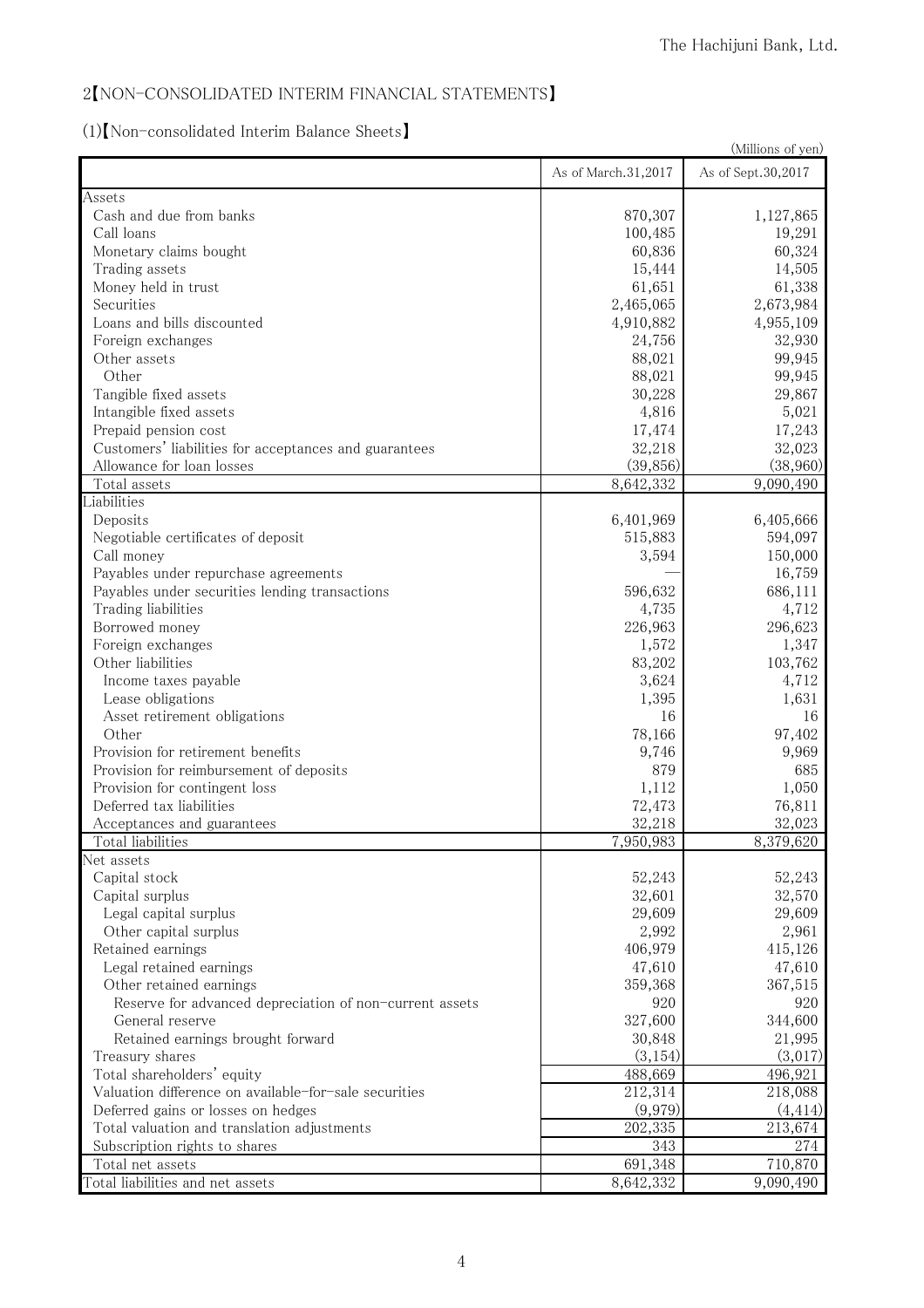## 2【NON-CONSOLIDATED INTERIM FINANCIAL STATEMENTS】

### (1)【Non-consolidated Interim Balance Sheets】

(Millions of yen)

| | As of March.31,2017 | As of Sept.30,2017 |
|---|---|---|
| Assets | | |
| Cash and due from banks | 870,307 | 1,127,865 |
| Call loans | 100,485 | 19,291 |
| Monetary claims bought | 60,836 | 60,324 |
| Trading assets | 15,444 | 14,505 |
| Money held in trust | 61,651 | 61,338 |
| Securities | 2,465,065 | 2,673,984 |
| Loans and bills discounted | 4,910,882 | 4,955,109 |
| Foreign exchanges | 24,756 | 32,930 |
| Other assets | 88,021 | 99,945 |
| Other | 88,021 | 99,945 |
| Tangible fixed assets | 30,228 | 29,867 |
| Intangible fixed assets | 4,816 | 5,021 |
| Prepaid pension cost | 17,474 | 17,243 |
| Customers' liabilities for acceptances and guarantees | 32,218 | 32,023 |
| Allowance for loan losses | (39,856) | (38,960) |
| Total assets | 8,642,332 | 9,090,490 |
| Liabilities | | |
| Deposits | 6,401,969 | 6,405,666 |
| Negotiable certificates of deposit | 515,883 | 594,097 |
| Call money | 3,594 | 150,000 |
| Payables under repurchase agreements | — | 16,759 |
| Payables under securities lending transactions | 596,632 | 686,111 |
| Trading liabilities | 4,735 | 4,712 |
| Borrowed money | 226,963 | 296,623 |
| Foreign exchanges | 1,572 | 1,347 |
| Other liabilities | 83,202 | 103,762 |
| Income taxes payable | 3,624 | 4,712 |
| Lease obligations | 1,395 | 1,631 |
| Asset retirement obligations | 16 | 16 |
| Other | 78,166 | 97,402 |
| Provision for retirement benefits | 9,746 | 9,969 |
| Provision for reimbursement of deposits | 879 | 685 |
| Provision for contingent loss | 1,112 | 1,050 |
| Deferred tax liabilities | 72,473 | 76,811 |
| Acceptances and guarantees | 32,218 | 32,023 |
| Total liabilities | 7,950,983 | 8,379,620 |
| Net assets | | |
| Capital stock | 52,243 | 52,243 |
| Capital surplus | 32,601 | 32,570 |
| Legal capital surplus | 29,609 | 29,609 |
| Other capital surplus | 2,992 | 2,961 |
| Retained earnings | 406,979 | 415,126 |
| Legal retained earnings | 47,610 | 47,610 |
| Other retained earnings | 359,368 | 367,515 |
| Reserve for advanced depreciation of non-current assets | 920 | 920 |
| General reserve | 327,600 | 344,600 |
| Retained earnings brought forward | 30,848 | 21,995 |
| Treasury shares | (3,154) | (3,017) |
| Total shareholders' equity | 488,669 | 496,921 |
| Valuation difference on available-for-sale securities | 212,314 | 218,088 |
| Deferred gains or losses on hedges | (9,979) | (4,414) |
| Total valuation and translation adjustments | 202,335 | 213,674 |
| Subscription rights to shares | 343 | 274 |
| Total net assets | 691,348 | 710,870 |
| Total liabilities and net assets | 8,642,332 | 9,090,490 |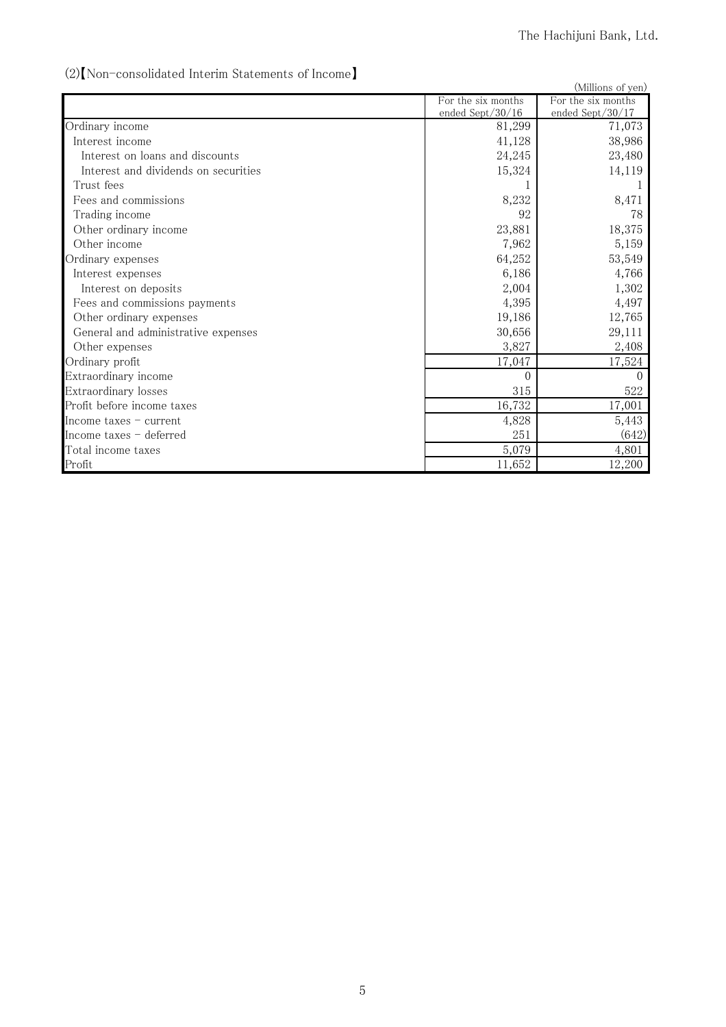## (2)【Non-consolidated Interim Statements of Income】

(Millions of yen)

| | For the six months ended Sept/30/16 | For the six months ended Sept/30/17 |
|---|---|---|
| Ordinary income | 81,299 | 71,073 |
| Interest income | 41,128 | 38,986 |
| Interest on loans and discounts | 24,245 | 23,480 |
| Interest and dividends on securities | 15,324 | 14,119 |
| Trust fees | 1 | 1 |
| Fees and commissions | 8,232 | 8,471 |
| Trading income | 92 | 78 |
| Other ordinary income | 23,881 | 18,375 |
| Other income | 7,962 | 5,159 |
| Ordinary expenses | 64,252 | 53,549 |
| Interest expenses | 6,186 | 4,766 |
| Interest on deposits | 2,004 | 1,302 |
| Fees and commissions payments | 4,395 | 4,497 |
| Other ordinary expenses | 19,186 | 12,765 |
| General and administrative expenses | 30,656 | 29,111 |
| Other expenses | 3,827 | 2,408 |
| Ordinary profit | 17,047 | 17,524 |
| Extraordinary income | 0 | 0 |
| Extraordinary losses | 315 | 522 |
| Profit before income taxes | 16,732 | 17,001 |
| Income taxes - current | 4,828 | 5,443 |
| Income taxes - deferred | 251 | (642) |
| Total income taxes | 5,079 | 4,801 |
| Profit | 11,652 | 12,200 |